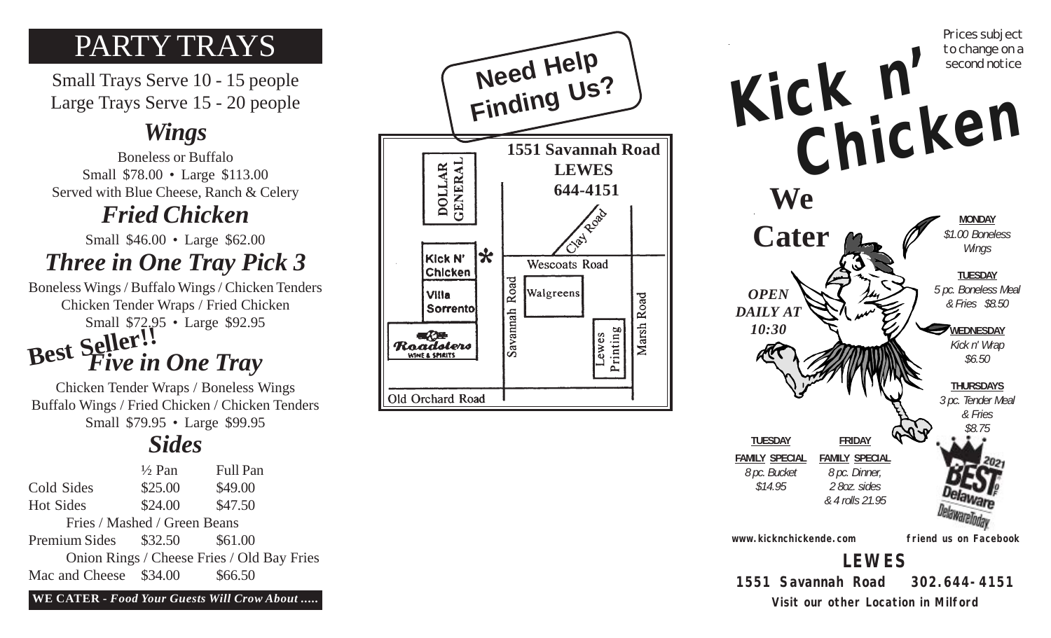# PARTY TRAYS

Small Trays Serve 10 - 15 people
Large Trays Serve 15 - 20 people

## *Wings*

Boneless or Buffalo
Small $78.00 • Large $113.00
Served with Blue Cheese, Ranch & Celery

## *Fried Chicken*

Small $46.00 • Large $62.00

## *Three in One Tray Pick 3*

Boneless Wings / Buffalo Wings / Chicken Tenders
Chicken Tender Wraps / Fried Chicken
Small $72.95 • Large $92.95

**Best Seller!!**

## *Five in One Tray*

Chicken Tender Wraps / Boneless Wings
Buffalo Wings / Fried Chicken / Chicken Tenders
Small $79.95 • Large $99.95

## *Sides*

| | ½ Pan | Full Pan |
|---|---|---|
| Cold Sides | $25.00 | $49.00 |
| Hot Sides | $24.00 | $47.50 |
| Fries / Mashed / Green Beans | | |
| Premium Sides | $32.50 | $61.00 |
| Onion Rings / Cheese Fries / Old Bay Fries | | |
| Mac and Cheese | $34.00 | $66.50 |

**WE CATER -** ***Food Your Guests Will Crow About .....***

## Need Help Finding Us?

**1551 Savannah Road**
**LEWES**
**644-4151**

Dollar General · Kick N' Chicken * · Villa Sorrento · Roadsters Wine & Spirits · Savannah Road · Clay Road · Wescoats Road · Walgreens · Lewes Printing · Marsh Road · Old Orchard Road

Prices subject to change on a second notice

# Kick n' Chicken

## We Cater

*OPEN DAILY AT 10:30*

**MONDAY**
*$1.00 Boneless Wings*

**TUESDAY**
*5 pc. Boneless Meal & Fries $8.50*

**WEDNESDAY**
*Kick n' Wrap $6.50*

**THURSDAYS**
*3 pc. Tender Meal & Fries $8.75*

**TUESDAY**
**FAMILY SPECIAL**
*8 pc. Bucket $14.95*

**FRIDAY**
**FAMILY SPECIAL**
*8 pc. Dinner, 2 8oz. sides & 4 rolls 21.95*

Best of Delaware 2021 – DelawareToday

www.kicknchickende.com    friend us on Facebook

**LEWES**
**1551 Savannah Road 302.644-4151**
**Visit our other Location in Milford**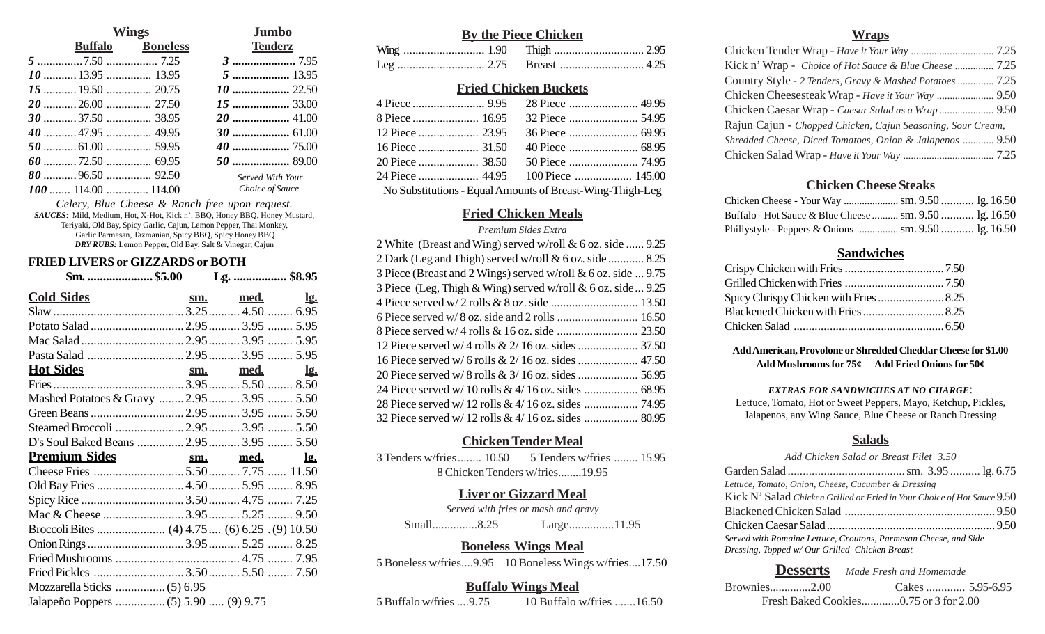## Wings

| Buffalo | | Boneless |
|---|---|---|
| ***5*** | 7.50 | 7.25 |
| ***10*** | 13.95 | 13.95 |
| ***15*** | 19.50 | 20.75 |
| ***20*** | 26.00 | 27.50 |
| ***30*** | 37.50 | 38.95 |
| ***40*** | 47.95 | 49.95 |
| ***50*** | 61.00 | 59.95 |
| ***60*** | 72.50 | 69.95 |
| ***80*** | 96.50 | 92.50 |
| ***100*** | 114.00 | 114.00 |

## Jumbo Tenderz

| | |
|---|---|
| ***3*** | 7.95 |
| ***5*** | 13.95 |
| ***10*** | 22.50 |
| ***15*** | 33.00 |
| ***20*** | 41.00 |
| ***30*** | 61.00 |
| ***40*** | 75.00 |
| ***50*** | 89.00 |

*Served With Your Choice of Sauce*

*Celery, Blue Cheese & Ranch free upon request.*

***SAUCES***: Mild, Medium, Hot, X-Hot, Kick n', BBQ, Honey BBQ, Honey Mustard, Teriyaki, Old Bay, Spicy Garlic, Cajun, Lemon Pepper, Thai Monkey, Garlic Parmesan, Tazmanian, Spicy BBQ, Spicy Honey BBQ

***DRY RUBS:*** Lemon Pepper, Old Bay, Salt & Vinegar, Cajun

## FRIED LIVERS or GIZZARDS or BOTH

**Sm. $5.00 Lg. $8.95**

| Cold Sides | sm. | med. | lg. |
|---|---|---|---|
| Slaw | 3.25 | 4.50 | 6.95 |
| Potato Salad | 2.95 | 3.95 | 5.95 |
| Mac Salad | 2.95 | 3.95 | 5.95 |
| Pasta Salad | 2.95 | 3.95 | 5.95 |

| Hot Sides | sm. | med. | lg. |
|---|---|---|---|
| Fries | 3.95 | 5.50 | 8.50 |
| Mashed Potatoes & Gravy | 2.95 | 3.95 | 5.50 |
| Green Beans | 2.95 | 3.95 | 5.50 |
| Steamed Broccoli | 2.95 | 3.95 | 5.50 |
| D's Soul Baked Beans | 2.95 | 3.95 | 5.50 |

| Premium Sides | sm. | med. | lg. |
|---|---|---|---|
| Cheese Fries | 5.50 | 7.75 | 11.50 |
| Old Bay Fries | 4.50 | 5.95 | 8.95 |
| Spicy Rice | 3.50 | 4.75 | 7.25 |
| Mac & Cheese | 3.95 | 5.25 | 9.50 |
| Broccoli Bites | (4) 4.75 | (6) 6.25 | (9) 10.50 |
| Onion Rings | 3.95 | 5.25 | 8.25 |
| Fried Mushrooms | | 4.75 | 7.95 |
| Fried Pickles | 3.50 | 5.50 | 7.50 |
| Mozzarella Sticks | (5) 6.95 | | |
| Jalapeño Poppers | (5) 5.90 | (9) 9.75 | |

## By the Piece Chicken

| | | | |
|---|---|---|---|
| Wing | 1.90 | Thigh | 2.95 |
| Leg | 2.75 | Breast | 4.25 |

## Fried Chicken Buckets

| | | | |
|---|---|---|---|
| 4 Piece | 9.95 | 28 Piece | 49.95 |
| 8 Piece | 16.95 | 32 Piece | 54.95 |
| 12 Piece | 23.95 | 36 Piece | 69.95 |
| 16 Piece | 31.50 | 40 Piece | 68.95 |
| 20 Piece | 38.50 | 50 Piece | 74.95 |
| 24 Piece | 44.95 | 100 Piece | 145.00 |

No Substitutions - Equal Amounts of Breast-Wing-Thigh-Leg

## Fried Chicken Meals

*Premium Sides Extra*

| | |
|---|---|
| 2 White (Breast and Wing) served w/roll & 6 oz. side | 9.25 |
| 2 Dark (Leg and Thigh) served w/roll & 6 oz. side | 8.25 |
| 3 Piece (Breast and 2 Wings) served w/roll & 6 oz. side | 9.75 |
| 3 Piece (Leg, Thigh & Wing) served w/roll & 6 oz. side | 9.25 |
| 4 Piece served w/ 2 rolls & 8 oz. side | 13.50 |
| 6 Piece served w/ 8 oz. side and 2 rolls | 16.50 |
| 8 Piece served w/ 4 rolls & 16 oz. side | 23.50 |
| 12 Piece served w/ 4 rolls & 2/ 16 oz. sides | 37.50 |
| 16 Piece served w/ 6 rolls & 2/ 16 oz. sides | 47.50 |
| 20 Piece served w/ 8 rolls & 3/ 16 oz. sides | 56.95 |
| 24 Piece served w/ 10 rolls & 4/ 16 oz. sides | 68.95 |
| 28 Piece served w/ 12 rolls & 4/ 16 oz. sides | 74.95 |
| 32 Piece served w/ 12 rolls & 4/ 16 oz. sides | 80.95 |

## Chicken Tender Meal

3 Tenders w/fries 10.50 — 5 Tenders w/fries 15.95

8 Chicken Tenders w/fries........19.95

## Liver or Gizzard Meal

*Served with fries or mash and gravy*

Small..............8.25 Large..............11.95

## Boneless Wings Meal

5 Boneless w/fries....9.95 10 Boneless Wings w/fries....17.50

## Buffalo Wings Meal

5 Buffalo w/fries ....9.75 10 Buffalo w/fries .......16.50

## Wraps

| | |
|---|---|
| Chicken Tender Wrap - *Have it Your Way* | 7.25 |
| Kick n' Wrap - *Choice of Hot Sauce & Blue Cheese* | 7.25 |
| Country Style - *2 Tenders, Gravy & Mashed Potatoes* | 7.25 |
| Chicken Cheesesteak Wrap - *Have it Your Way* | 9.50 |
| Chicken Caesar Wrap - *Caesar Salad as a Wrap* | 9.50 |
| Rajun Cajun - *Chopped Chicken, Cajun Seasoning, Sour Cream, Shredded Cheese, Diced Tomatoes, Onion & Jalapenos* | 9.50 |
| Chicken Salad Wrap - *Have it Your Way* | 7.25 |

## Chicken Cheese Steaks

| | | |
|---|---|---|
| Chicken Cheese - Your Way | sm. 9.50 | lg. 16.50 |
| Buffalo - Hot Sauce & Blue Cheese | sm. 9.50 | lg. 16.50 |
| Phillystyle - Peppers & Onions | sm. 9.50 | lg. 16.50 |

## Sandwiches

| | |
|---|---|
| Crispy Chicken with Fries | 7.50 |
| Grilled Chicken with Fries | 7.50 |
| Spicy Chrispy Chicken with Fries | 8.25 |
| Blackened Chicken with Fries | 8.25 |
| Chicken Salad | 6.50 |

**Add American, Provolone or Shredded Cheddar Cheese for $1.00**

**Add Mushrooms for 75¢ Add Fried Onions for 50¢**

***EXTRAS FOR SANDWICHES AT NO CHARGE***:

Lettuce, Tomato, Hot or Sweet Peppers, Mayo, Ketchup, Pickles, Jalapenos, any Wing Sauce, Blue Cheese or Ranch Dressing

## Salads

*Add Chicken Salad or Breast Filet 3.50*

| | |
|---|---|
| Garden Salad | sm. 3.95 lg. 6.75 |
| *Lettuce, Tomato, Onion, Cheese, Cucumber & Dressing* | |
| Kick N' Salad *Chicken Grilled or Fried in Your Choice of Hot Sauce* | 9.50 |
| Blackened Chicken Salad | 9.50 |
| Chicken Caesar Salad | 9.50 |

*Served with Romaine Lettuce, Croutons, Parmesan Cheese, and Side Dressing, Topped w/ Our Grilled Chicken Breast*

## Desserts *Made Fresh and Homemade*

Brownies..............2.00 Cakes ............. 5.95-6.95

Fresh Baked Cookies............0.75 or 3 for 2.00